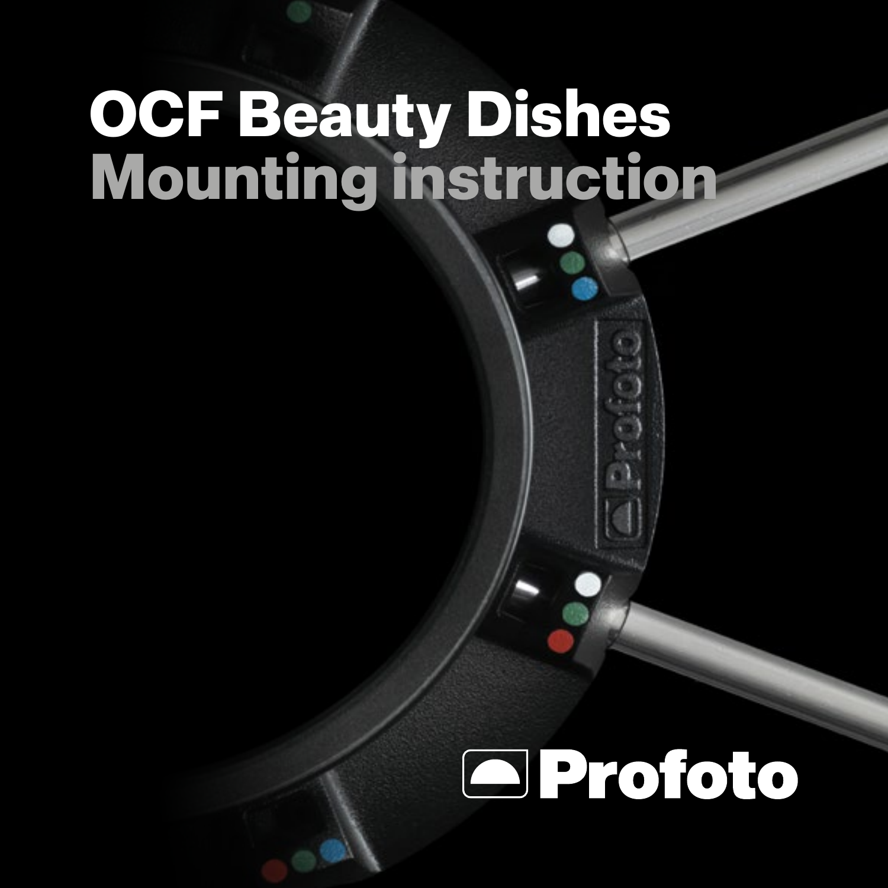# OCF Beauty Dishes
## Mounting instruction

Profoto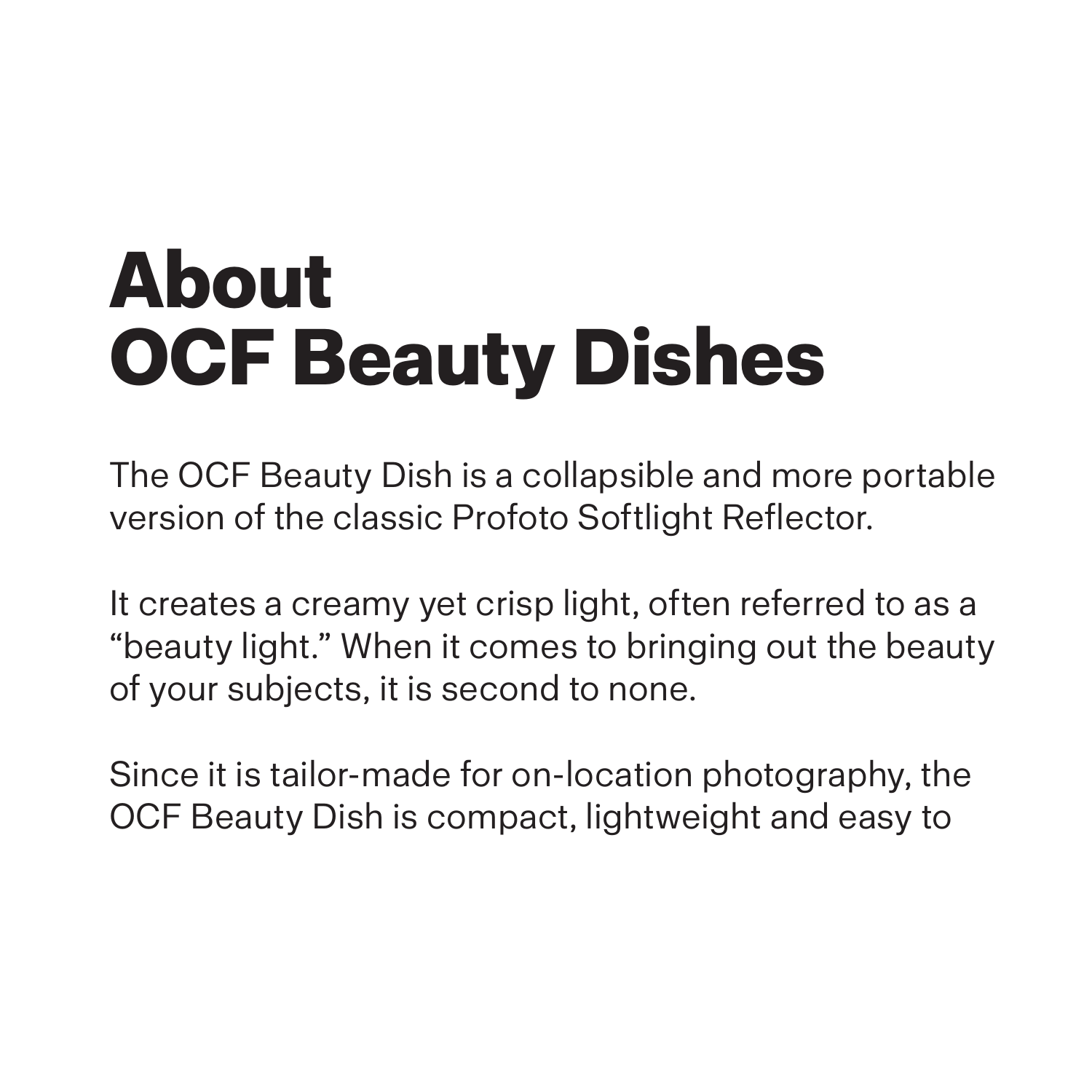# About OCF Beauty Dishes

The OCF Beauty Dish is a collapsible and more portable version of the classic Profoto Softlight Reflector.

It creates a creamy yet crisp light, often referred to as a "beauty light." When it comes to bringing out the beauty of your subjects, it is second to none.

Since it is tailor-made for on-location photography, the OCF Beauty Dish is compact, lightweight and easy to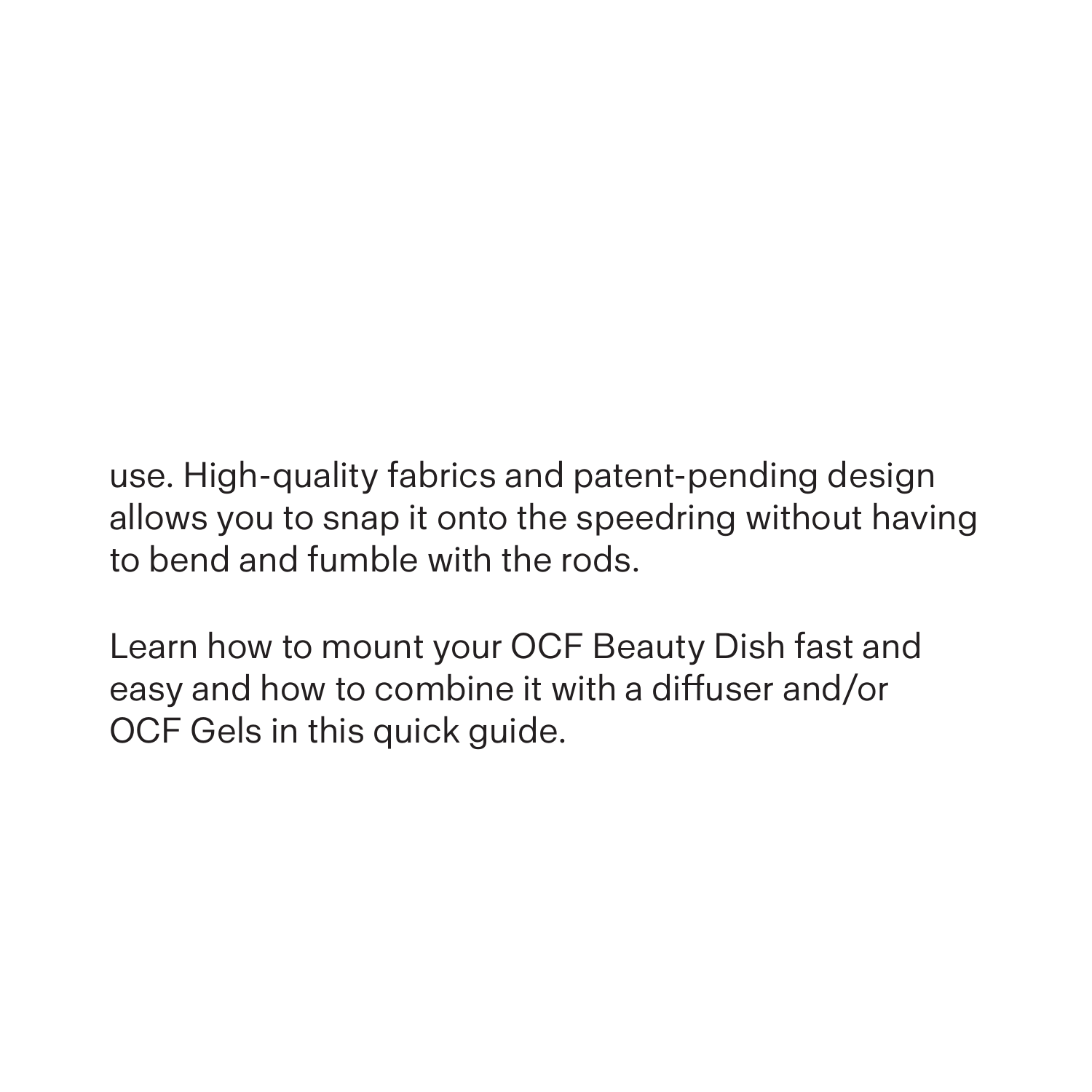use. High-quality fabrics and patent-pending design allows you to snap it onto the speedring without having to bend and fumble with the rods.

Learn how to mount your OCF Beauty Dish fast and easy and how to combine it with a diffuser and/or OCF Gels in this quick guide.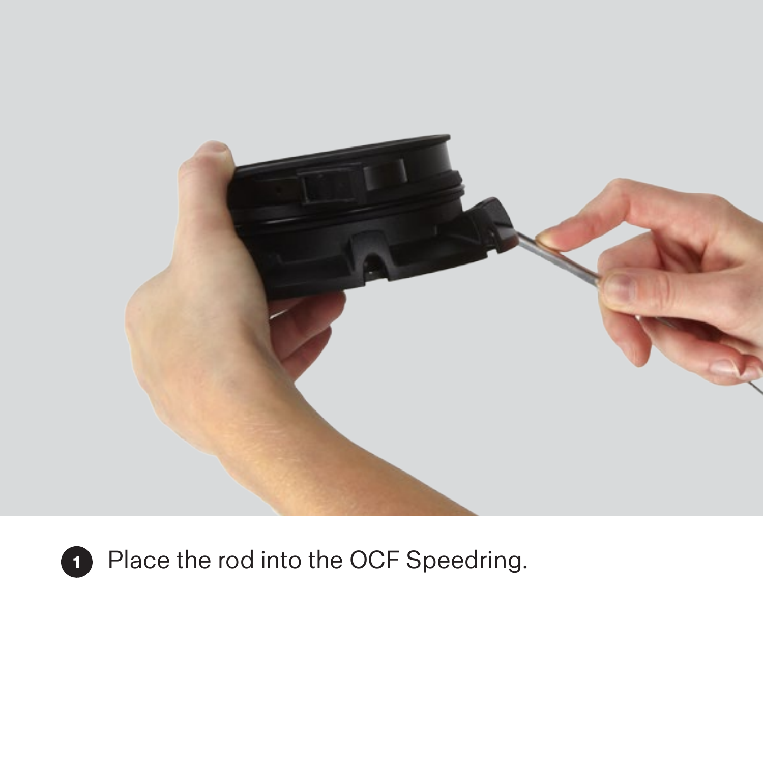1. Place the rod into the OCF Speedring.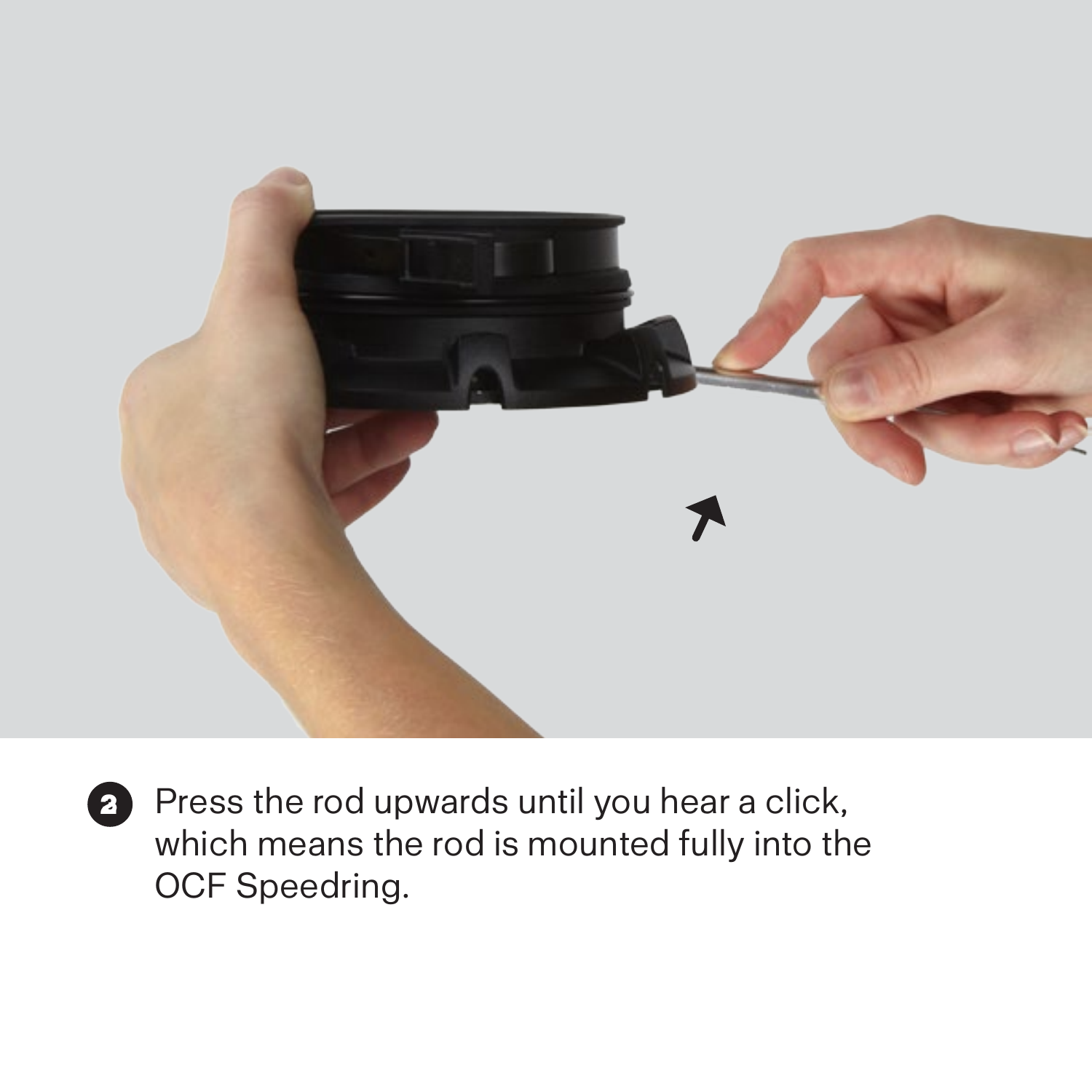2. Press the rod upwards until you hear a click, which means the rod is mounted fully into the OCF Speedring.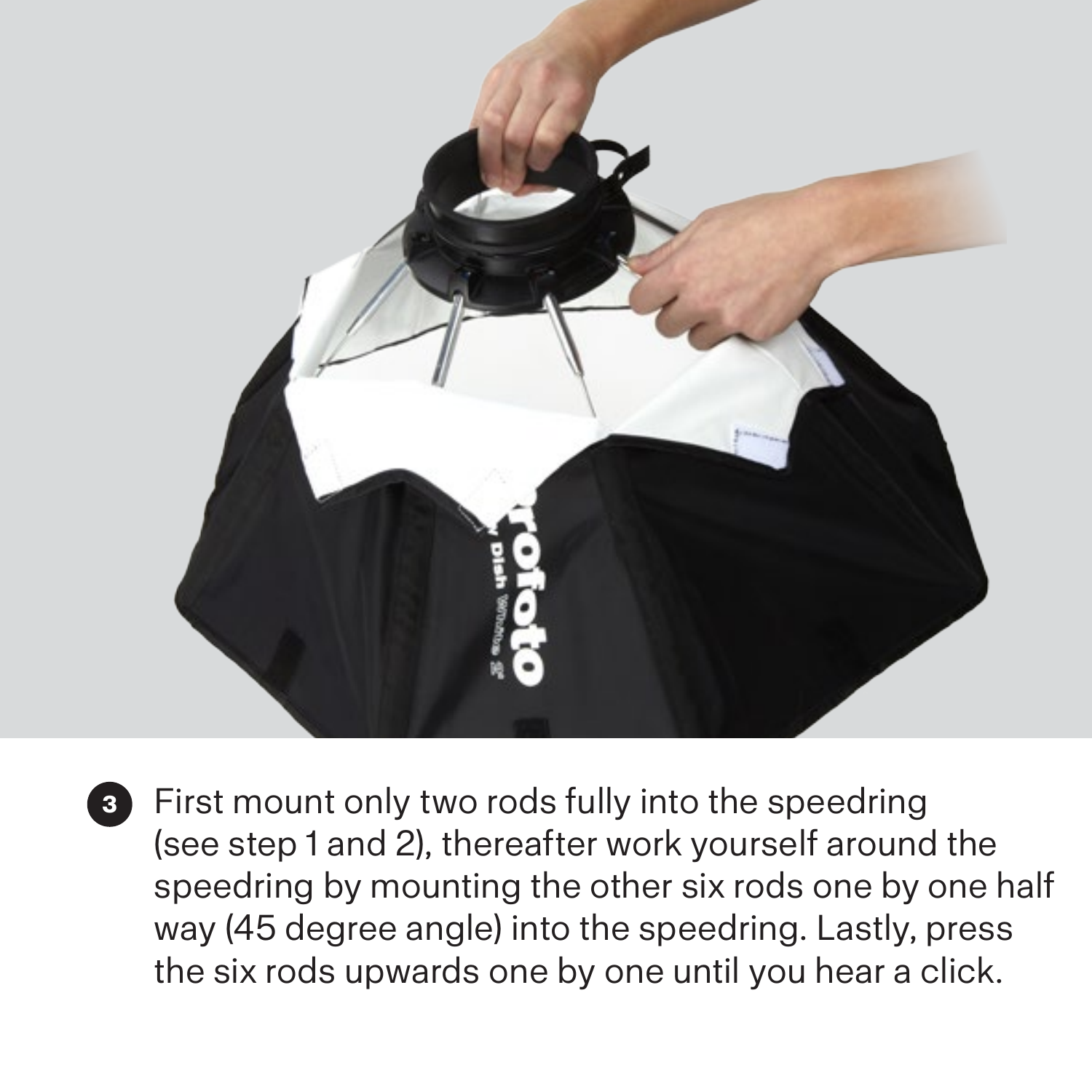3. First mount only two rods fully into the speedring (see step 1 and 2), thereafter work yourself around the speedring by mounting the other six rods one by one half way (45 degree angle) into the speedring. Lastly, press the six rods upwards one by one until you hear a click.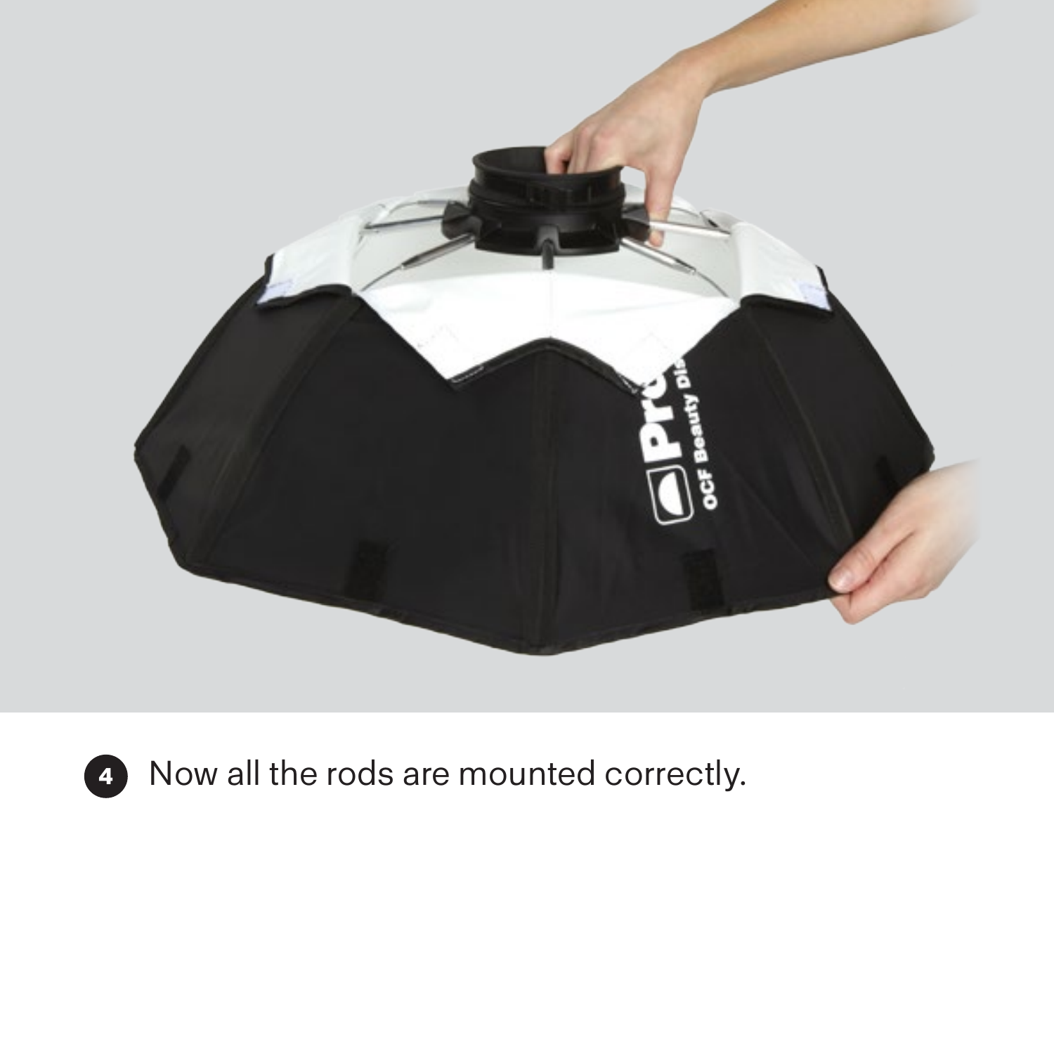4 Now all the rods are mounted correctly.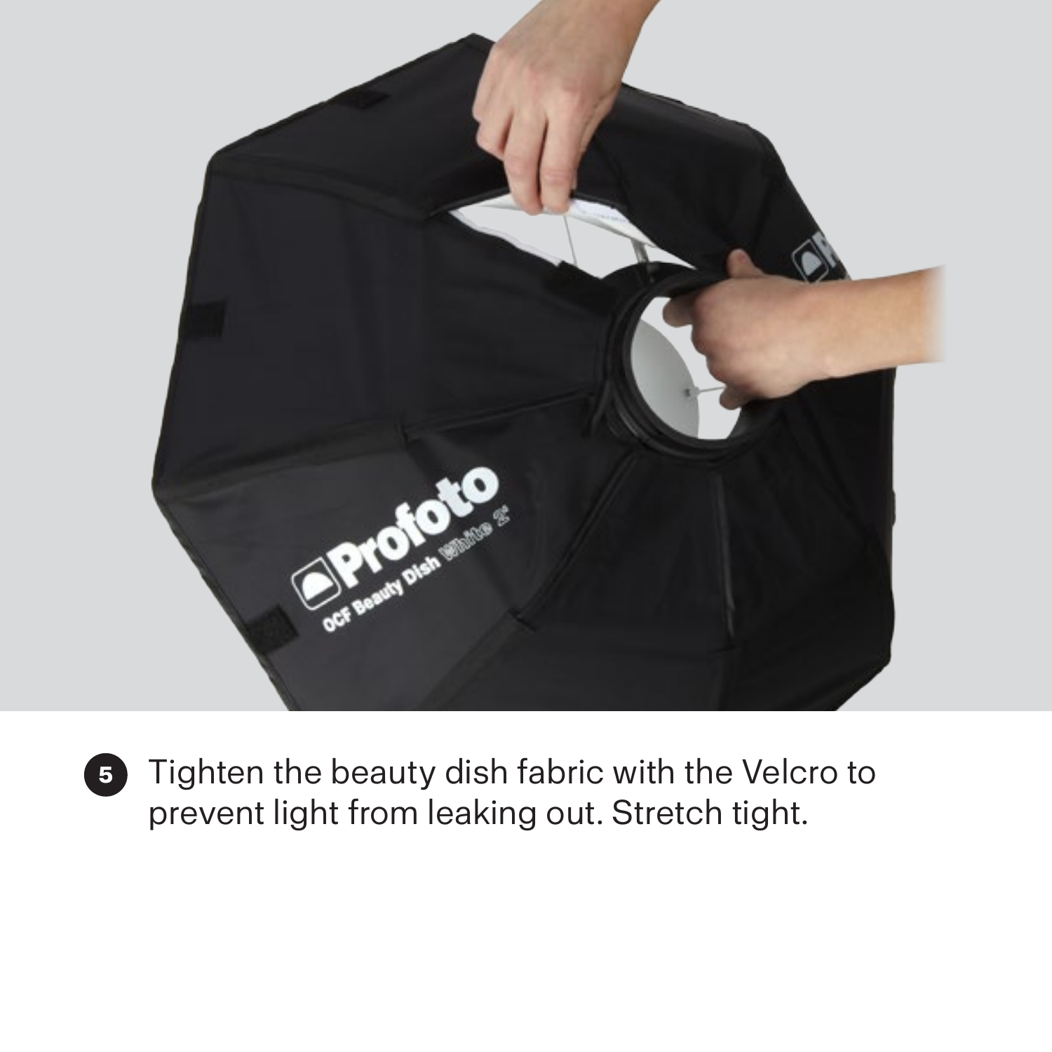5. Tighten the beauty dish fabric with the Velcro to prevent light from leaking out. Stretch tight.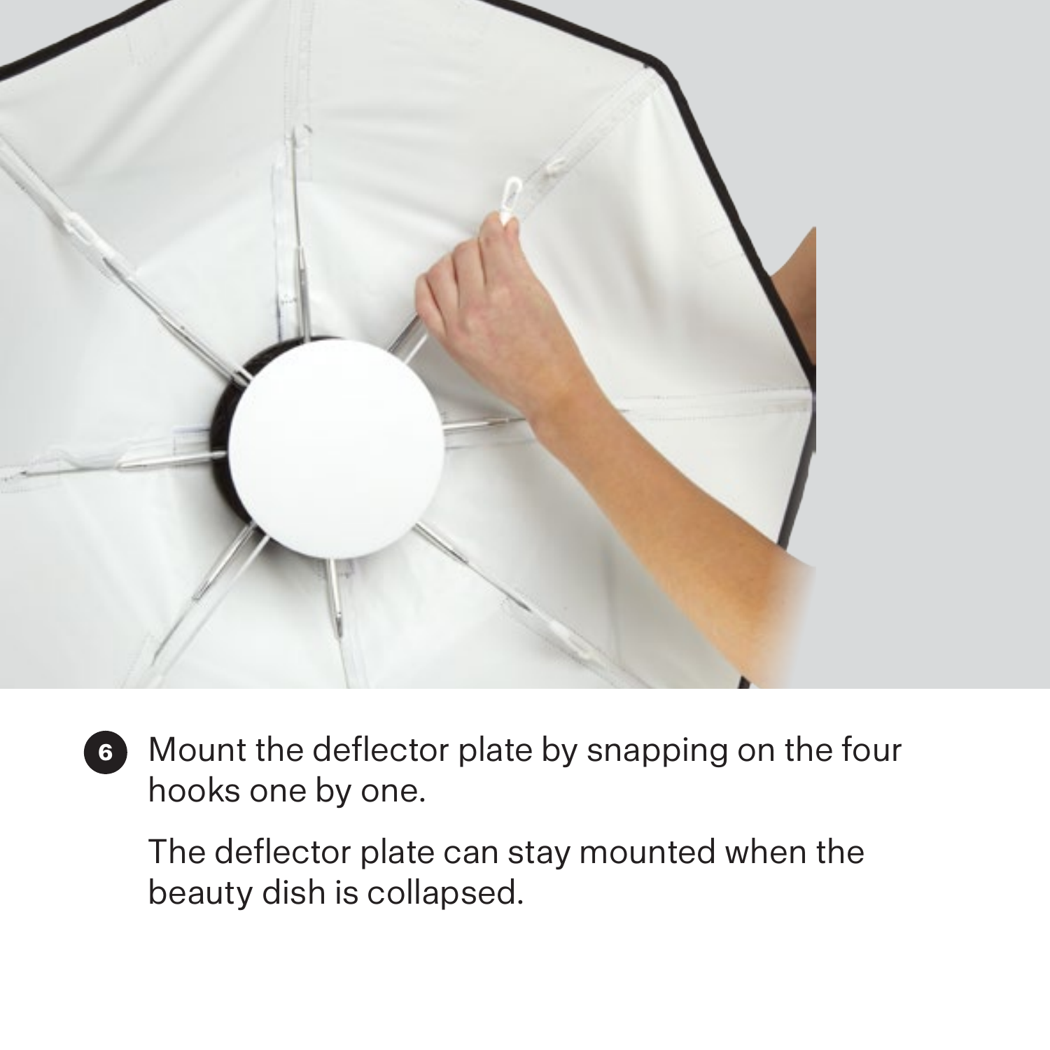6. Mount the deflector plate by snapping on the four hooks one by one.

   The deflector plate can stay mounted when the beauty dish is collapsed.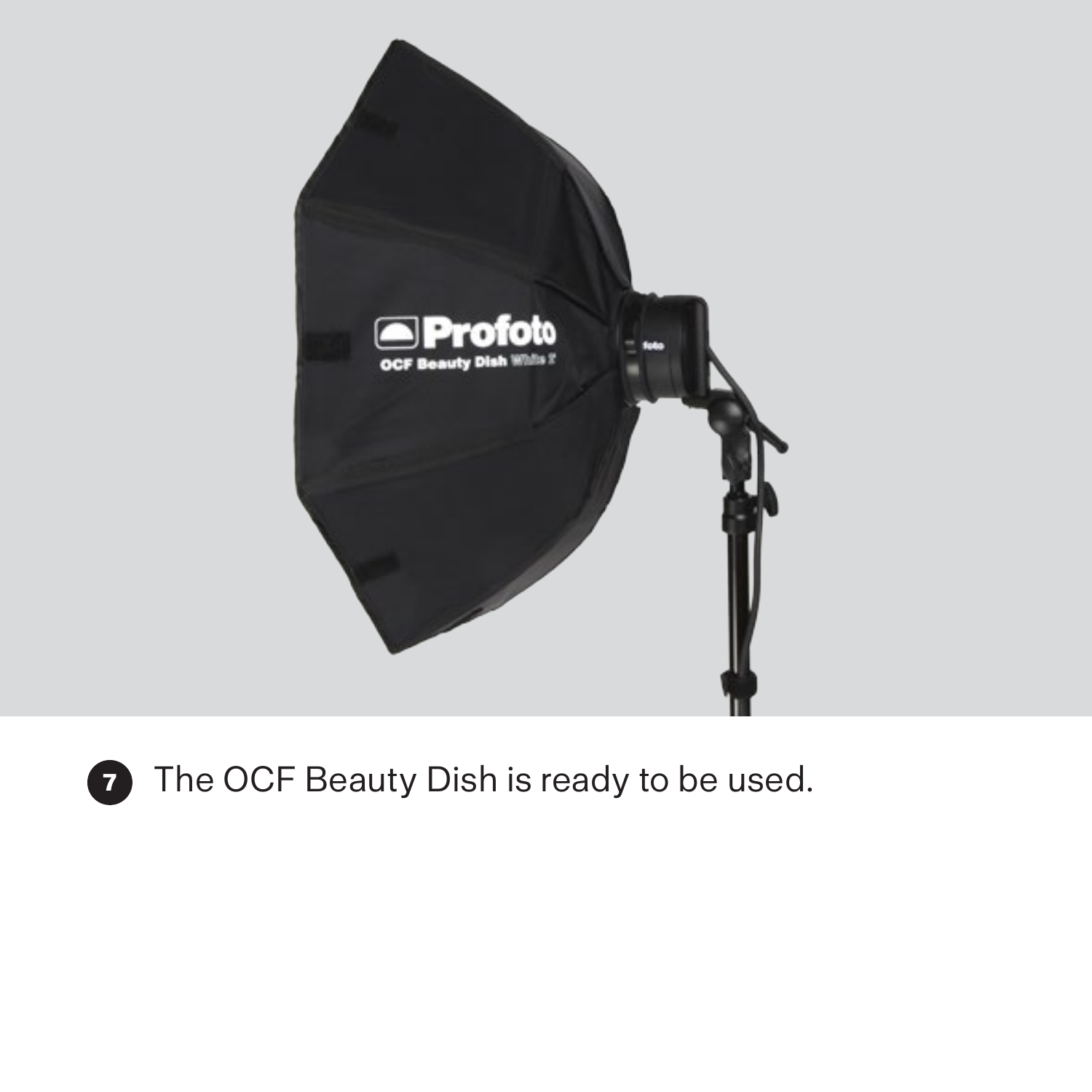7 The OCF Beauty Dish is ready to be used.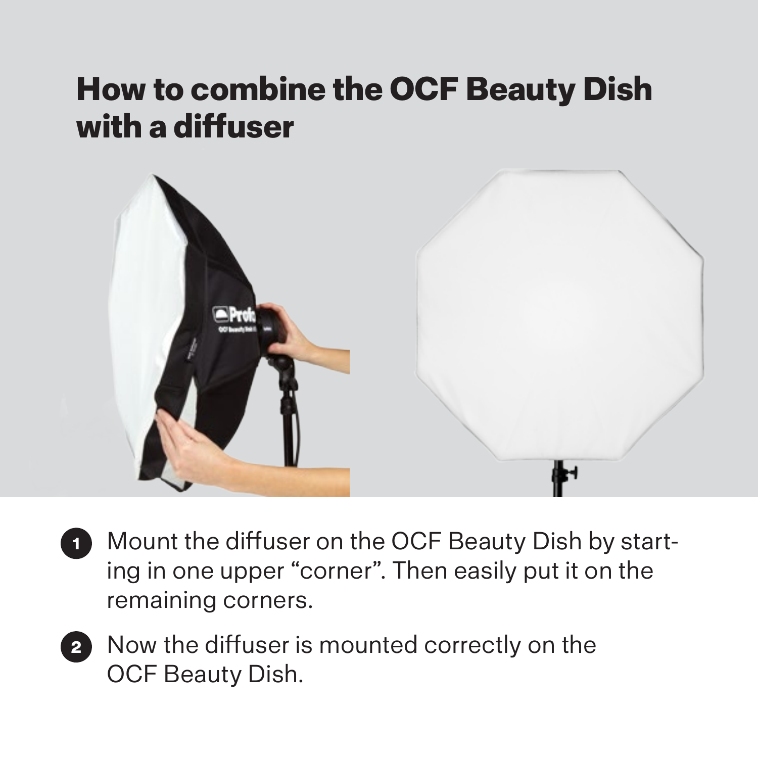# How to combine the OCF Beauty Dish with a diffuser

1. Mount the diffuser on the OCF Beauty Dish by starting in one upper "corner". Then easily put it on the remaining corners.
2. Now the diffuser is mounted correctly on the OCF Beauty Dish.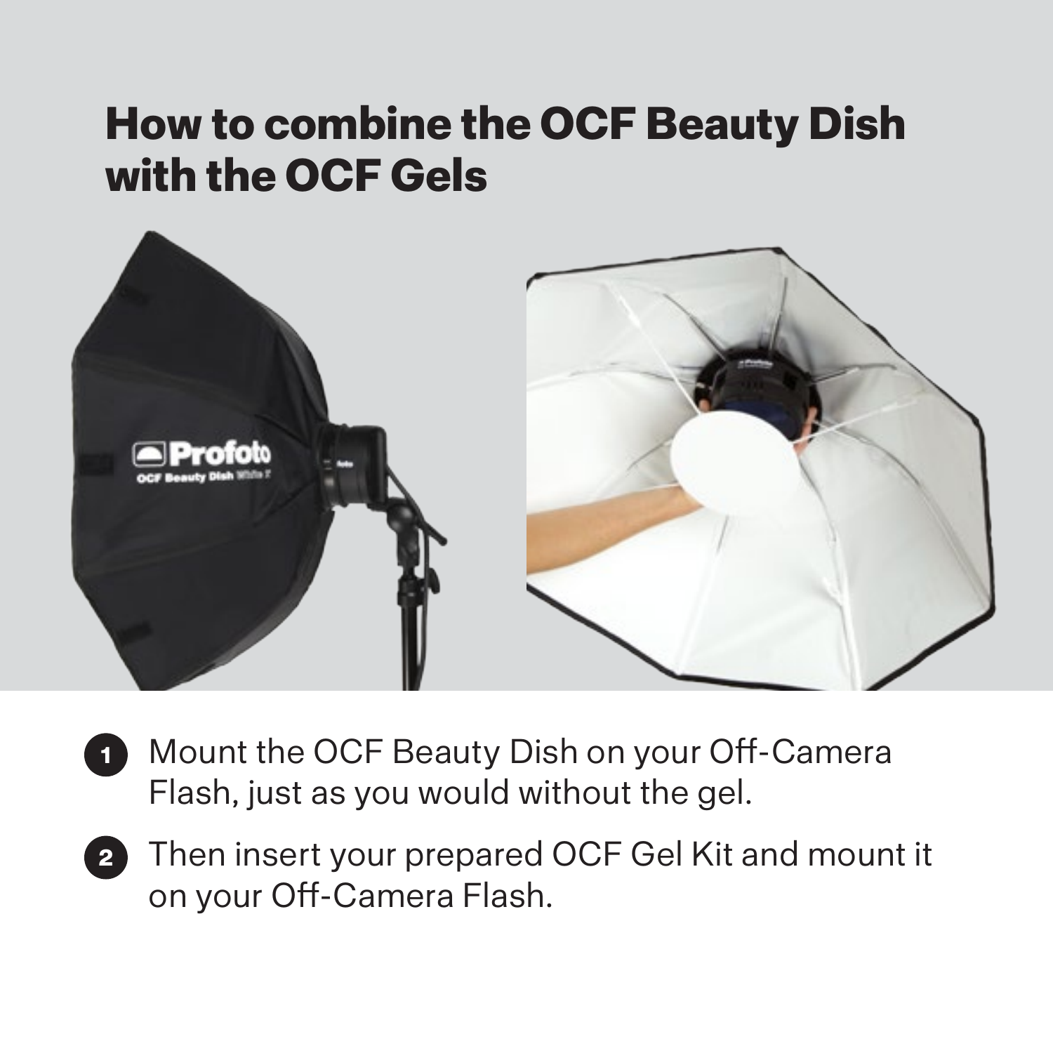# How to combine the OCF Beauty Dish with the OCF Gels

1. Mount the OCF Beauty Dish on your Off-Camera Flash, just as you would without the gel.
2. Then insert your prepared OCF Gel Kit and mount it on your Off-Camera Flash.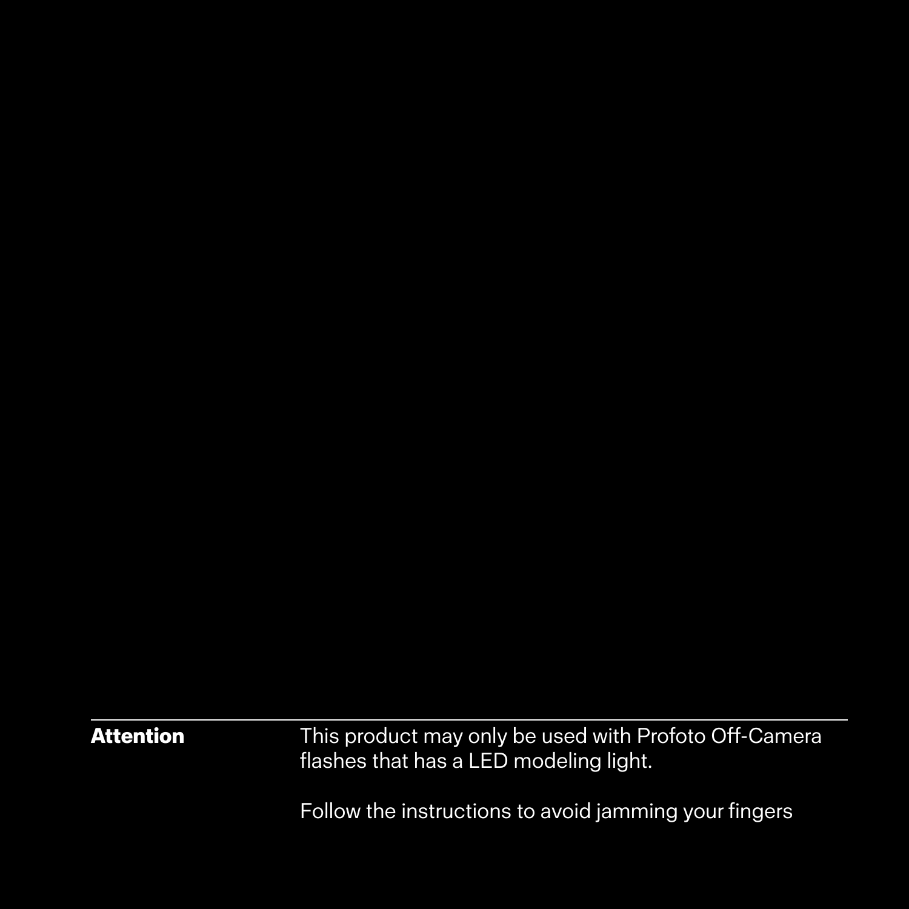**Attention**

This product may only be used with Profoto Off-Camera flashes that has a LED modeling light.

Follow the instructions to avoid jamming your fingers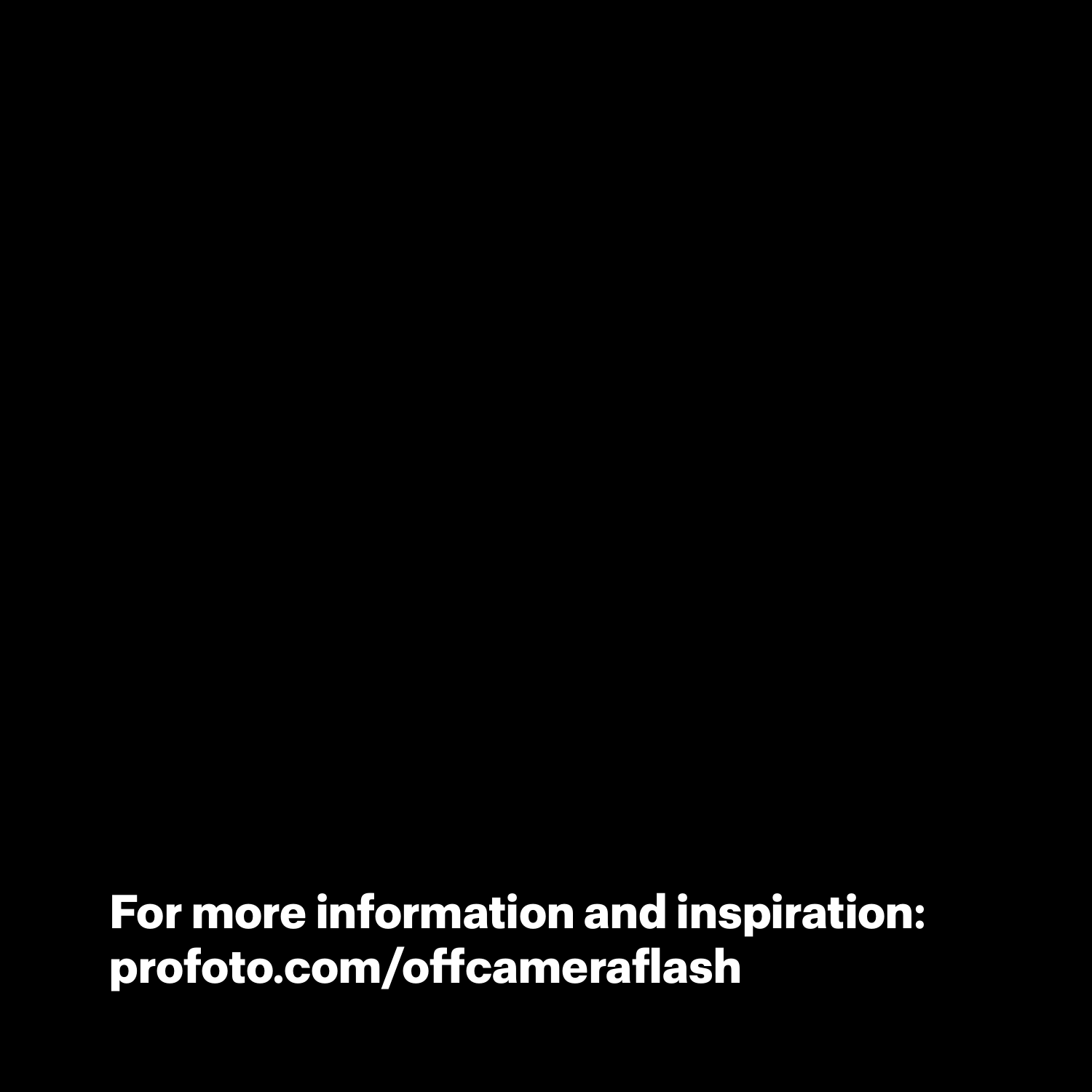**For more information and inspiration:**
**profoto.com/offcameraflash**